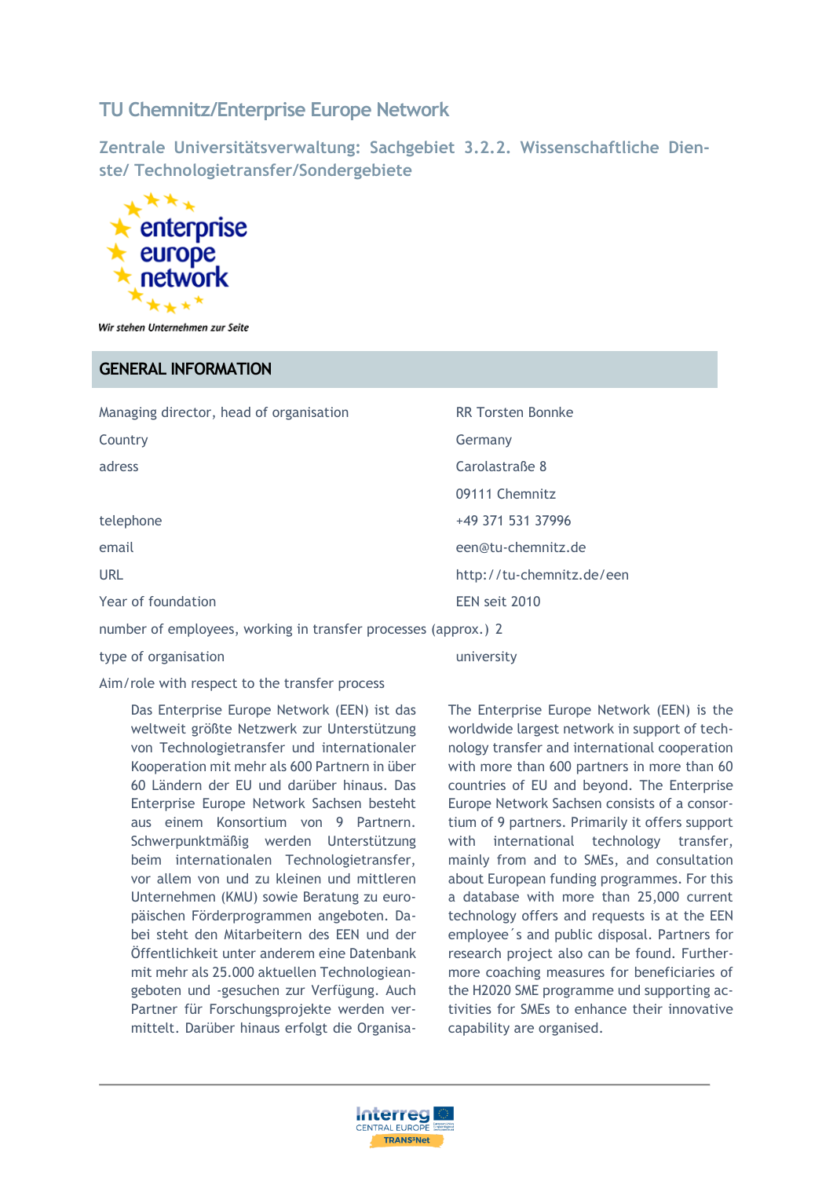# TU Chemnitz/Enterprise Europe Network

## Zentrale Universitätsverwaltung: Sachgebiet 3.2.2. Wissenschaftliche Dienste/ Technologietransfer/Sondergebiete

*Wir stehen Unternehmen zur Seite*

## GENERAL INFORMATION

| | |
|---|---|
| Managing director, head of organisation | RR Torsten Bonnke |
| Country | Germany |
| adress | Carolastraße 8 |
| | 09111 Chemnitz |
| telephone | +49 371 531 37996 |
| email | een@tu-chemnitz.de |
| URL | http://tu-chemnitz.de/een |
| Year of foundation | EEN seit 2010 |
| number of employees, working in transfer processes (approx.) | 2 |
| type of organisation | university |

Aim/role with respect to the transfer process

Das Enterprise Europe Network (EEN) ist das weltweit größte Netzwerk zur Unterstützung von Technologietransfer und internationaler Kooperation mit mehr als 600 Partnern in über 60 Ländern der EU und darüber hinaus. Das Enterprise Europe Network Sachsen besteht aus einem Konsortium von 9 Partnern. Schwerpunktmäßig werden Unterstützung beim internationalen Technologietransfer, vor allem von und zu kleinen und mittleren Unternehmen (KMU) sowie Beratung zu europäischen Förderprogrammen angeboten. Dabei steht den Mitarbeitern des EEN und der Öffentlichkeit unter anderem eine Datenbank mit mehr als 25.000 aktuellen Technologieangeboten und -gesuchen zur Verfügung. Auch Partner für Forschungsprojekte werden vermittelt. Darüber hinaus erfolgt die Organisa-

The Enterprise Europe Network (EEN) is the worldwide largest network in support of technology transfer and international cooperation with more than 600 partners in more than 60 countries of EU and beyond. The Enterprise Europe Network Sachsen consists of a consortium of 9 partners. Primarily it offers support with international technology transfer, mainly from and to SMEs, and consultation about European funding programmes. For this a database with more than 25,000 current technology offers and requests is at the EEN employee´s and public disposal. Partners for research project also can be found. Furthermore coaching measures for beneficiaries of the H2020 SME programme und supporting activities for SMEs to enhance their innovative capability are organised.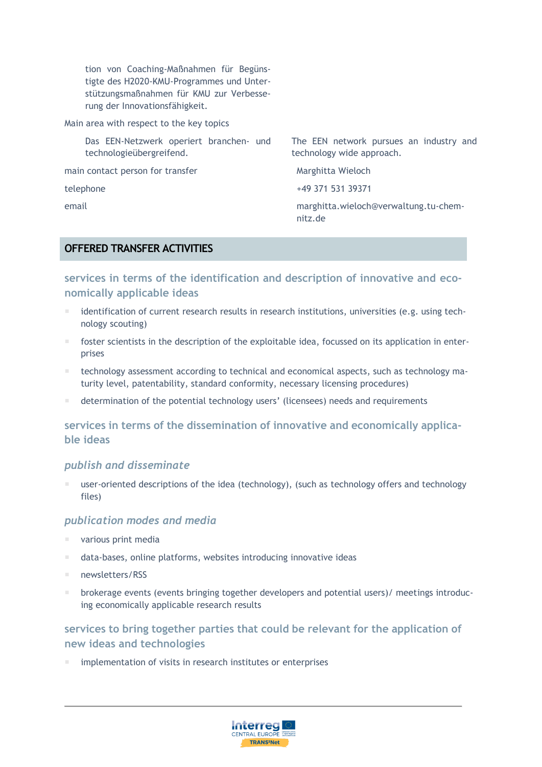tion von Coaching-Maßnahmen für Begünstigte des H2020-KMU-Programmes und Unterstützungsmaßnahmen für KMU zur Verbesserung der Innovationsfähigkeit.

| | |
|---|---|
| Main area with respect to the key topics | |
| Das EEN-Netzwerk operiert branchen- und technologieübergreifend. | The EEN network pursues an industry and technology wide approach. |
| main contact person for transfer | Marghitta Wieloch |
| telephone | +49 371 531 39371 |
| email | marghitta.wieloch@verwaltung.tu-chemnitz.de |

## OFFERED TRANSFER ACTIVITIES

### services in terms of the identification and description of innovative and economically applicable ideas

- identification of current research results in research institutions, universities (e.g. using technology scouting)
- foster scientists in the description of the exploitable idea, focussed on its application in enterprises
- technology assessment according to technical and economical aspects, such as technology maturity level, patentability, standard conformity, necessary licensing procedures)
- determination of the potential technology users' (licensees) needs and requirements

### services in terms of the dissemination of innovative and economically applicable ideas

#### *publish and disseminate*

- user-oriented descriptions of the idea (technology), (such as technology offers and technology files)

#### *publication modes and media*

- various print media
- data-bases, online platforms, websites introducing innovative ideas
- newsletters/RSS
- brokerage events (events bringing together developers and potential users)/ meetings introducing economically applicable research results

### services to bring together parties that could be relevant for the application of new ideas and technologies

- implementation of visits in research institutes or enterprises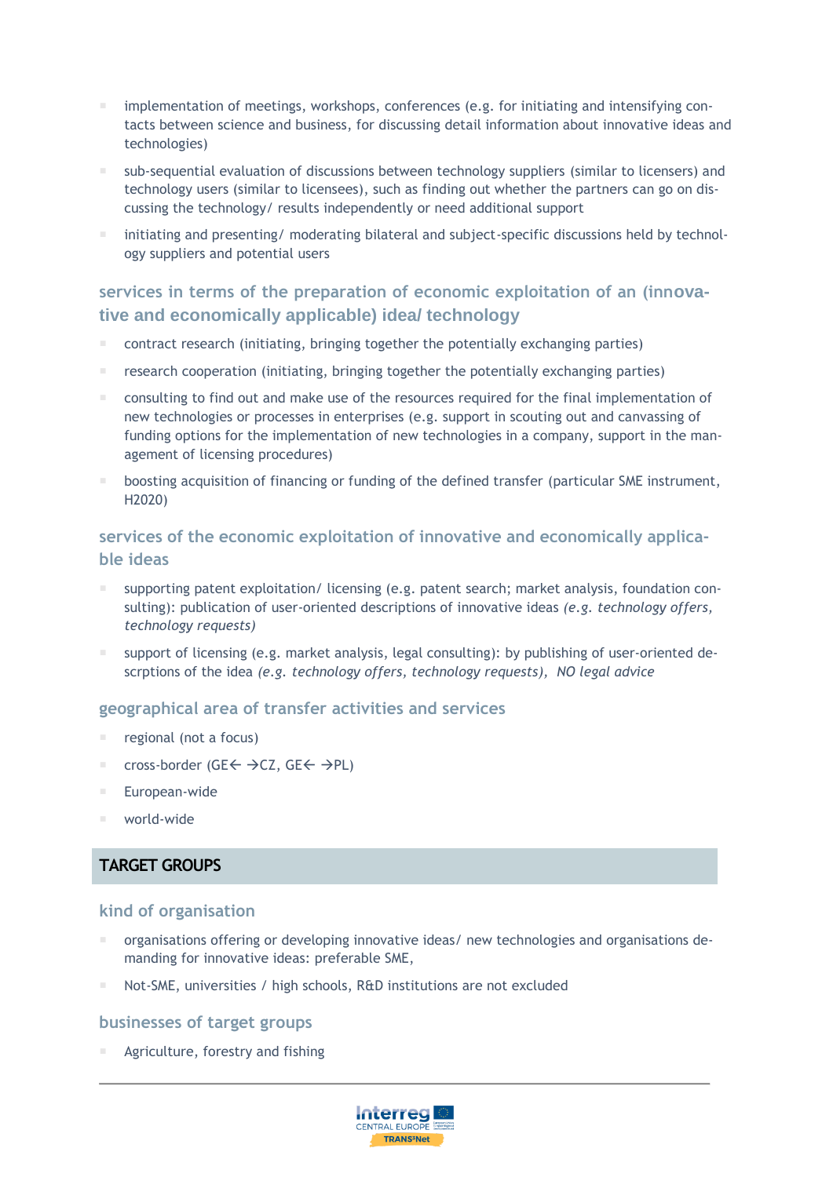- implementation of meetings, workshops, conferences (e.g. for initiating and intensifying contacts between science and business, for discussing detail information about innovative ideas and technologies)
- sub-sequential evaluation of discussions between technology suppliers (similar to licensers) and technology users (similar to licensees), such as finding out whether the partners can go on discussing the technology/ results independently or need additional support
- initiating and presenting/ moderating bilateral and subject-specific discussions held by technology suppliers and potential users

### services in terms of the preparation of economic exploitation of an (innovative and economically applicable) idea/ technology

- contract research (initiating, bringing together the potentially exchanging parties)
- research cooperation (initiating, bringing together the potentially exchanging parties)
- consulting to find out and make use of the resources required for the final implementation of new technologies or processes in enterprises (e.g. support in scouting out and canvassing of funding options for the implementation of new technologies in a company, support in the management of licensing procedures)
- boosting acquisition of financing or funding of the defined transfer (particular SME instrument, H2020)

### services of the economic exploitation of innovative and economically applicable ideas

- supporting patent exploitation/ licensing (e.g. patent search; market analysis, foundation consulting): publication of user-oriented descriptions of innovative ideas *(e.g. technology offers, technology requests)*
- support of licensing (e.g. market analysis, legal consulting): by publishing of user-oriented descrptions of the idea *(e.g. technology offers, technology requests), NO legal advice*

### geographical area of transfer activities and services

- regional (not a focus)
- cross-border (GE← →CZ, GE← →PL)
- European-wide
- world-wide

## TARGET GROUPS

### kind of organisation

- organisations offering or developing innovative ideas/ new technologies and organisations demanding for innovative ideas: preferable SME,
- Not-SME, universities / high schools, R&D institutions are not excluded

### businesses of target groups

- Agriculture, forestry and fishing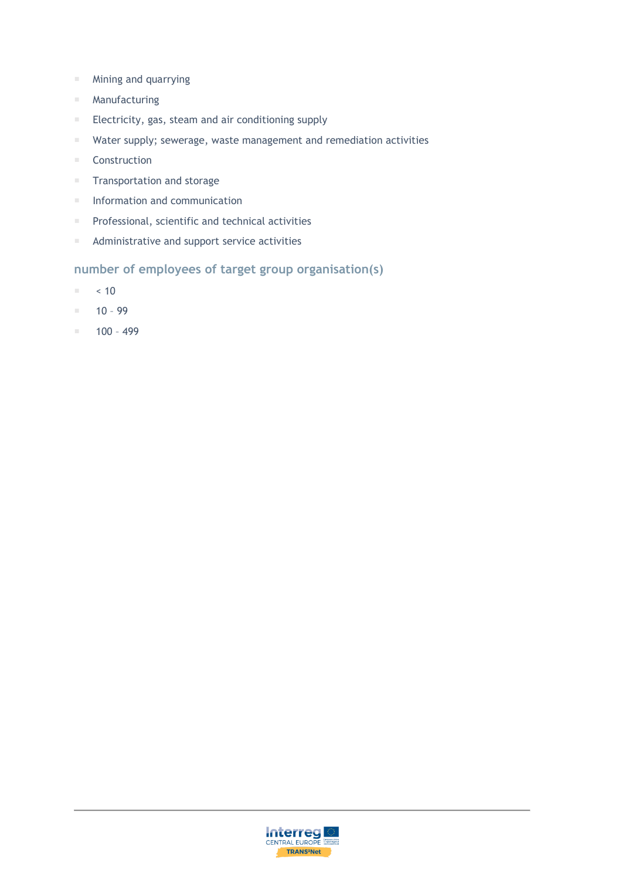- Mining and quarrying
- Manufacturing
- Electricity, gas, steam and air conditioning supply
- Water supply; sewerage, waste management and remediation activities
- Construction
- Transportation and storage
- Information and communication
- Professional, scientific and technical activities
- Administrative and support service activities

### number of employees of target group organisation(s)

- < 10
- 10 – 99
- 100 – 499